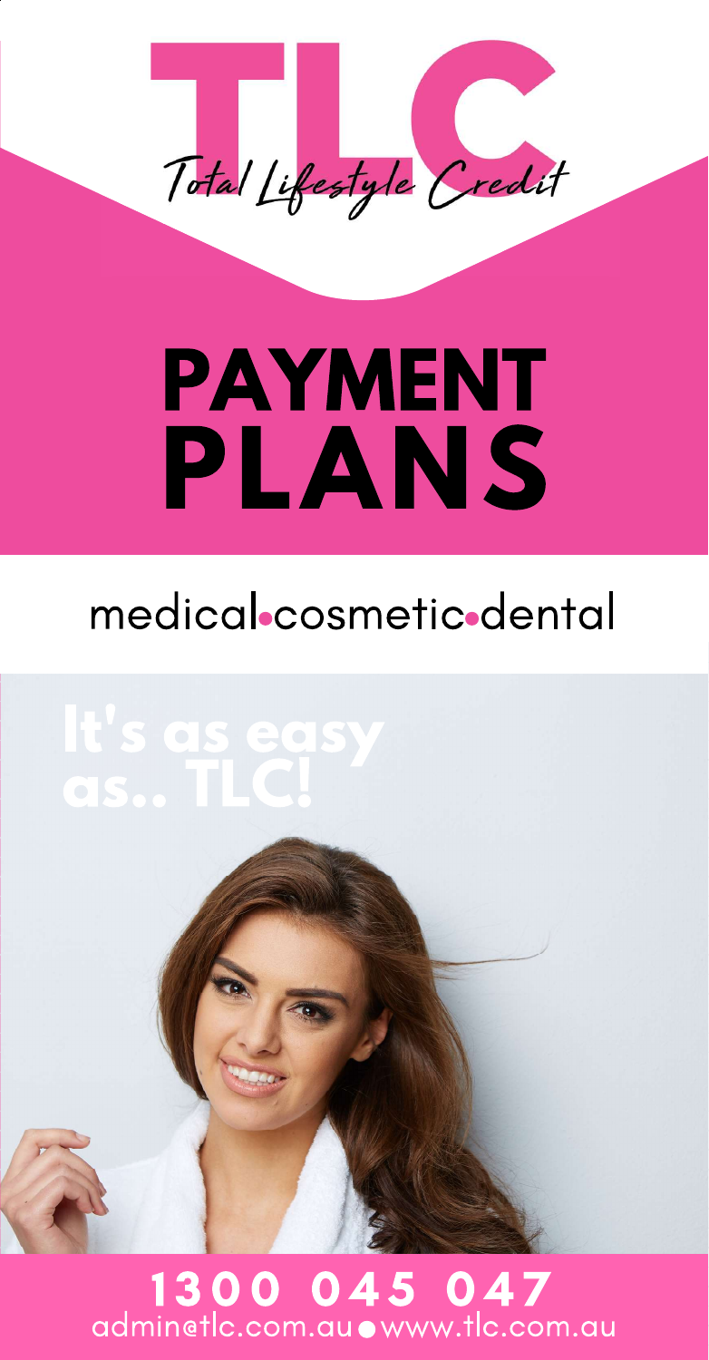# TLC

*Total Lifestyle Credit*

# PAYMENT PLANS

medical•cosmetic•dental

**It's as easy as.. TLC!**

**1300 045 047**

admin@tlc.com.au • www.tlc.com.au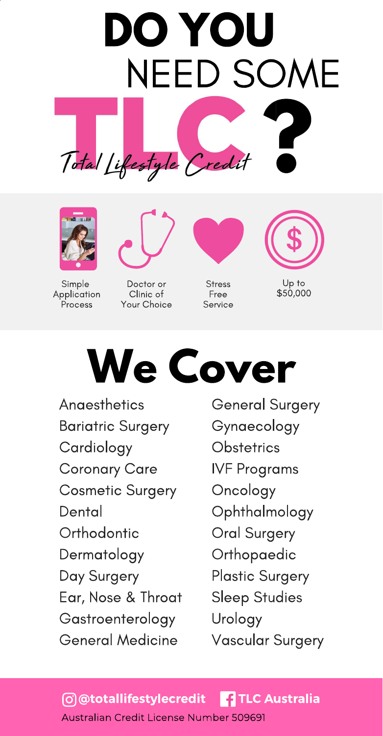# DO YOU NEED SOME TLC?

*Total Lifestyle Credit*

- Simple Application Process
- Doctor or Clinic of Your Choice
- Stress Free Service
- Up to $50,000

# We Cover

- Anaesthetics
- Bariatric Surgery
- Cardiology
- Coronary Care
- Cosmetic Surgery
- Dental
- Orthodontic
- Dermatology
- Day Surgery
- Ear, Nose & Throat
- Gastroenterology
- General Medicine
- General Surgery
- Gynaecology
- Obstetrics
- IVF Programs
- Oncology
- Ophthalmology
- Oral Surgery
- Orthopaedic
- Plastic Surgery
- Sleep Studies
- Urology
- Vascular Surgery

**@totallifestylecredit** **TLC Australia**

Australian Credit License Number 509691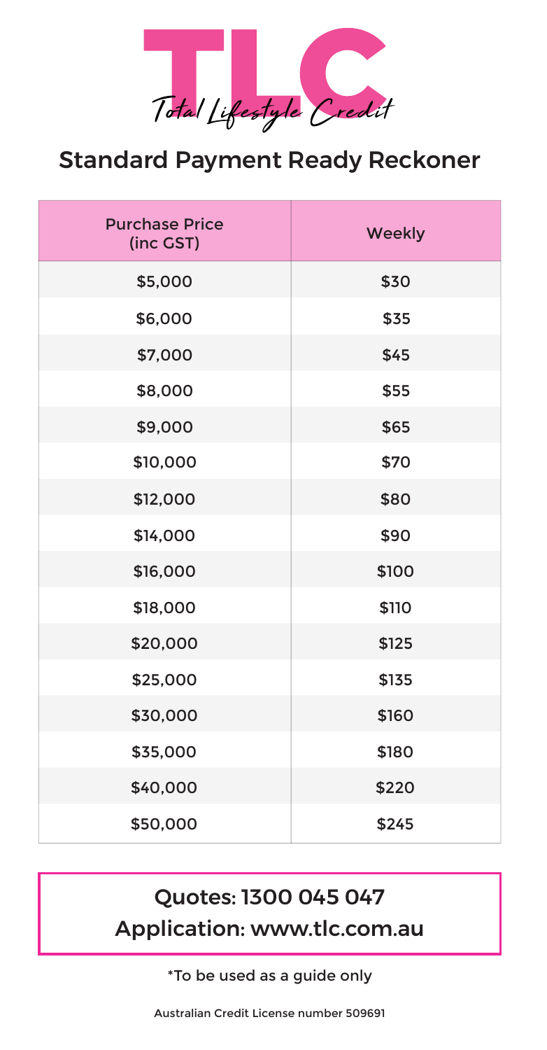TLC

*Total Lifestyle Credit*

## Standard Payment Ready Reckoner

| Purchase Price (inc GST) | Weekly |
|---|---|
| $5,000 | $30 |
| $6,000 | $35 |
| $7,000 | $45 |
| $8,000 | $55 |
| $9,000 | $65 |
| $10,000 | $70 |
| $12,000 | $80 |
| $14,000 | $90 |
| $16,000 | $100 |
| $18,000 | $110 |
| $20,000 | $125 |
| $25,000 | $135 |
| $30,000 | $160 |
| $35,000 | $180 |
| $40,000 | $220 |
| $50,000 | $245 |

**Quotes: 1300 045 047**

**Application: www.tlc.com.au**

*To be used as a guide only

Australian Credit License number 509691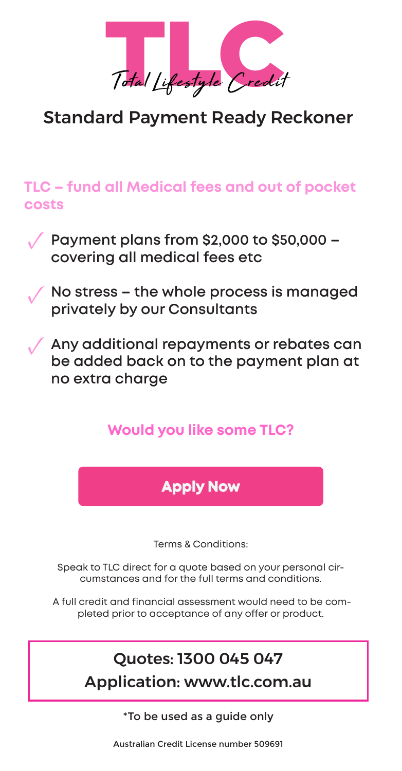# TLC

*Total Lifestyle Credit*

## Standard Payment Ready Reckoner

### TLC – fund all Medical fees and out of pocket costs

- ✓ Payment plans from $2,000 to $50,000 – covering all medical fees etc
- ✓ No stress – the whole process is managed privately by our Consultants
- ✓ Any additional repayments or rebates can be added back on to the payment plan at no extra charge

**Would you like some TLC?**

**Apply Now**

Terms & Conditions:

Speak to TLC direct for a quote based on your personal circumstances and for the full terms and conditions.

A full credit and financial assessment would need to be completed prior to acceptance of any offer or product.

**Quotes: 1300 045 047**

**Application: www.tlc.com.au**

*To be used as a guide only

Australian Credit License number 509691